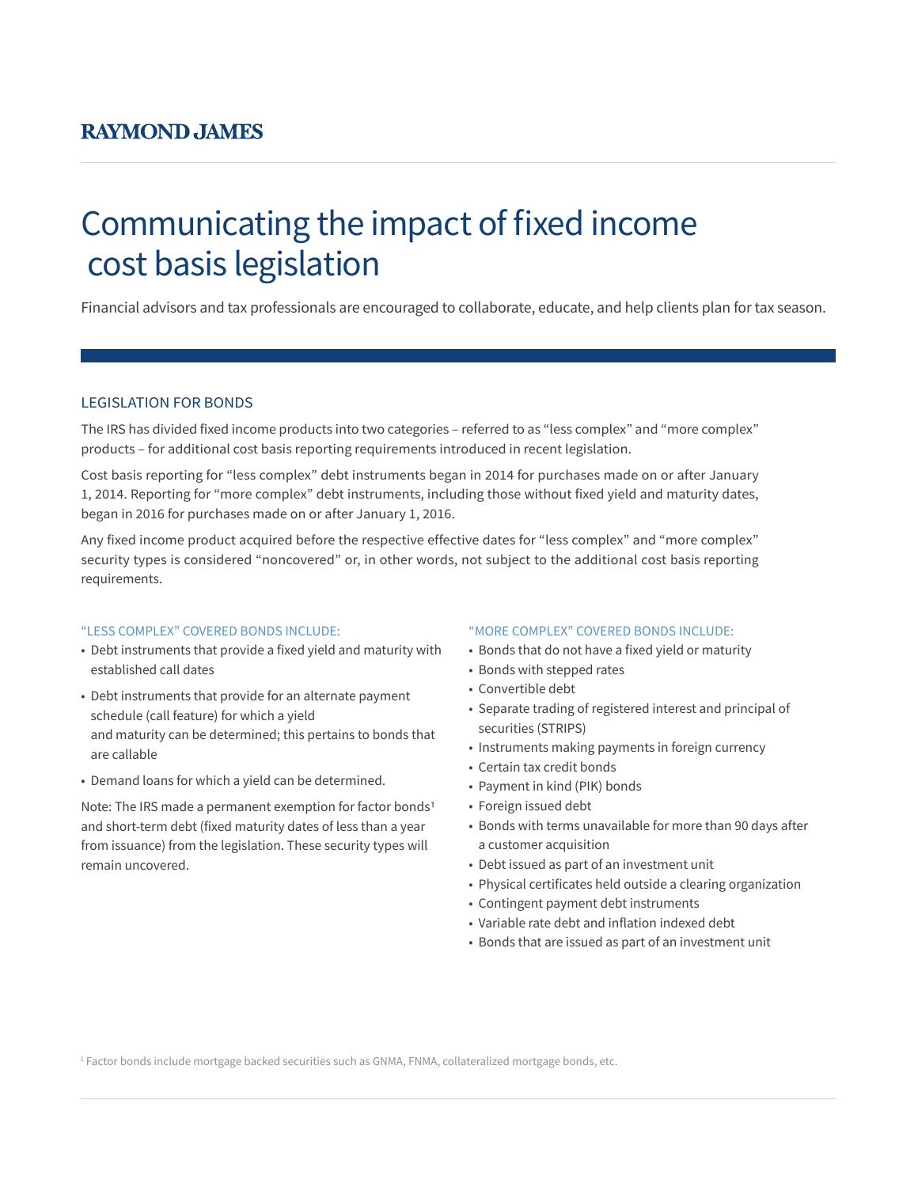RAYMOND JAMES

# Communicating the impact of fixed income cost basis legislation

Financial advisors and tax professionals are encouraged to collaborate, educate, and help clients plan for tax season.

## LEGISLATION FOR BONDS

The IRS has divided fixed income products into two categories – referred to as "less complex" and "more complex" products – for additional cost basis reporting requirements introduced in recent legislation.

Cost basis reporting for "less complex" debt instruments began in 2014 for purchases made on or after January 1, 2014. Reporting for "more complex" debt instruments, including those without fixed yield and maturity dates, began in 2016 for purchases made on or after January 1, 2016.

Any fixed income product acquired before the respective effective dates for "less complex" and "more complex" security types is considered "noncovered" or, in other words, not subject to the additional cost basis reporting requirements.

### "LESS COMPLEX" COVERED BONDS INCLUDE:

- Debt instruments that provide a fixed yield and maturity with established call dates
- Debt instruments that provide for an alternate payment schedule (call feature) for which a yield and maturity can be determined; this pertains to bonds that are callable
- Demand loans for which a yield can be determined.

Note: The IRS made a permanent exemption for factor bonds[1] and short-term debt (fixed maturity dates of less than a year from issuance) from the legislation. These security types will remain uncovered.

### "MORE COMPLEX" COVERED BONDS INCLUDE:

- Bonds that do not have a fixed yield or maturity
- Bonds with stepped rates
- Convertible debt
- Separate trading of registered interest and principal of securities (STRIPS)
- Instruments making payments in foreign currency
- Certain tax credit bonds
- Payment in kind (PIK) bonds
- Foreign issued debt
- Bonds with terms unavailable for more than 90 days after a customer acquisition
- Debt issued as part of an investment unit
- Physical certificates held outside a clearing organization
- Contingent payment debt instruments
- Variable rate debt and inflation indexed debt
- Bonds that are issued as part of an investment unit

[1] Factor bonds include mortgage backed securities such as GNMA, FNMA, collateralized mortgage bonds, etc.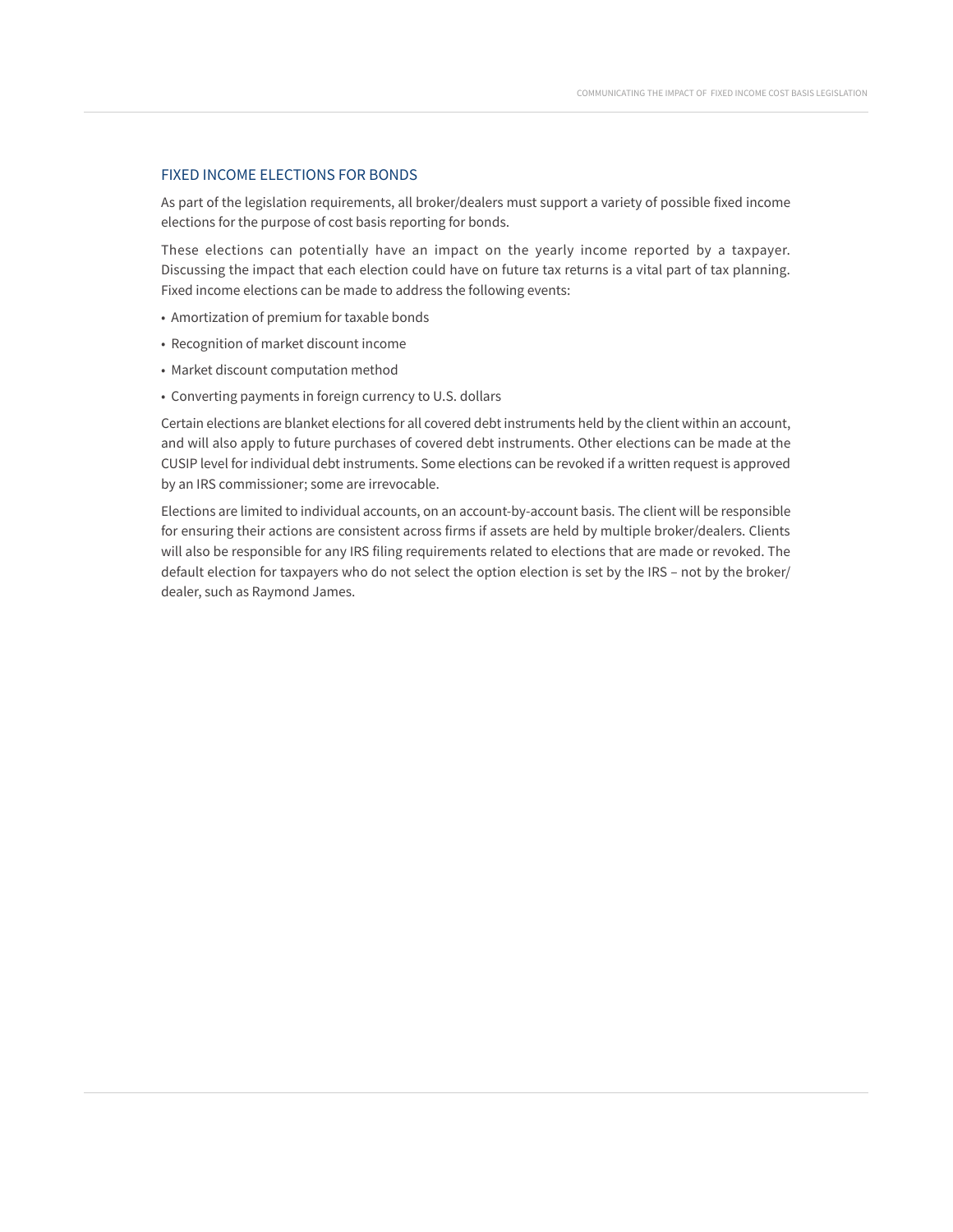## FIXED INCOME ELECTIONS FOR BONDS

As part of the legislation requirements, all broker/dealers must support a variety of possible fixed income elections for the purpose of cost basis reporting for bonds.

These elections can potentially have an impact on the yearly income reported by a taxpayer. Discussing the impact that each election could have on future tax returns is a vital part of tax planning. Fixed income elections can be made to address the following events:

- Amortization of premium for taxable bonds
- Recognition of market discount income
- Market discount computation method
- Converting payments in foreign currency to U.S. dollars

Certain elections are blanket elections for all covered debt instruments held by the client within an account, and will also apply to future purchases of covered debt instruments. Other elections can be made at the CUSIP level for individual debt instruments. Some elections can be revoked if a written request is approved by an IRS commissioner; some are irrevocable.

Elections are limited to individual accounts, on an account-by-account basis. The client will be responsible for ensuring their actions are consistent across firms if assets are held by multiple broker/dealers. Clients will also be responsible for any IRS filing requirements related to elections that are made or revoked. The default election for taxpayers who do not select the option election is set by the IRS – not by the broker/dealer, such as Raymond James.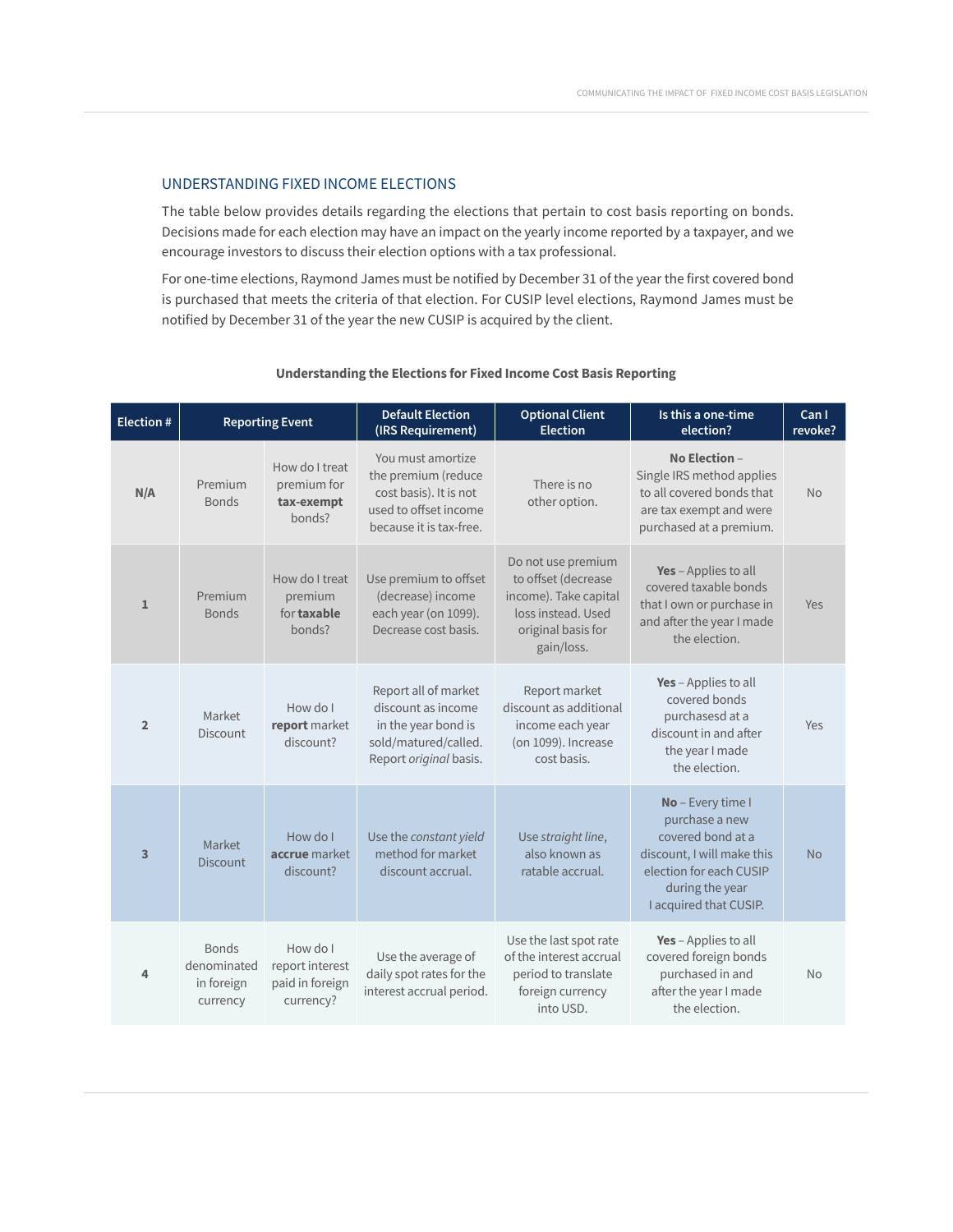## UNDERSTANDING FIXED INCOME ELECTIONS

The table below provides details regarding the elections that pertain to cost basis reporting on bonds. Decisions made for each election may have an impact on the yearly income reported by a taxpayer, and we encourage investors to discuss their election options with a tax professional.

For one-time elections, Raymond James must be notified by December 31 of the year the first covered bond is purchased that meets the criteria of that election. For CUSIP level elections, Raymond James must be notified by December 31 of the year the new CUSIP is acquired by the client.

**Understanding the Elections for Fixed Income Cost Basis Reporting**

| Election # | Reporting Event | | Default Election (IRS Requirement) | Optional Client Election | Is this a one-time election? | Can I revoke? |
|---|---|---|---|---|---|---|
| **N/A** | Premium Bonds | How do I treat premium for **tax-exempt** bonds? | You must amortize the premium (reduce cost basis). It is not used to offset income because it is tax-free. | There is no other option. | **No Election** – Single IRS method applies to all covered bonds that are tax exempt and were purchased at a premium. | No |
| **1** | Premium Bonds | How do I treat premium for **taxable** bonds? | Use premium to offset (decrease) income each year (on 1099). Decrease cost basis. | Do not use premium to offset (decrease income). Take capital loss instead. Used original basis for gain/loss. | **Yes** – Applies to all covered taxable bonds that I own or purchase in and after the year I made the election. | Yes |
| **2** | Market Discount | How do I **report** market discount? | Report all of market discount as income in the year bond is sold/matured/called. Report *original* basis. | Report market discount as additional income each year (on 1099). Increase cost basis. | **Yes** – Applies to all covered bonds purchasesd at a discount in and after the year I made the election. | Yes |
| **3** | Market Discount | How do I **accrue** market discount? | Use the *constant yield* method for market discount accrual. | Use *straight line*, also known as ratable accrual. | **No** – Every time I purchase a new covered bond at a discount, I will make this election for each CUSIP during the year I acquired that CUSIP. | No |
| **4** | Bonds denominated in foreign currency | How do I report interest paid in foreign currency? | Use the average of daily spot rates for the interest accrual period. | Use the last spot rate of the interest accrual period to translate foreign currency into USD. | **Yes** – Applies to all covered foreign bonds purchased in and after the year I made the election. | No |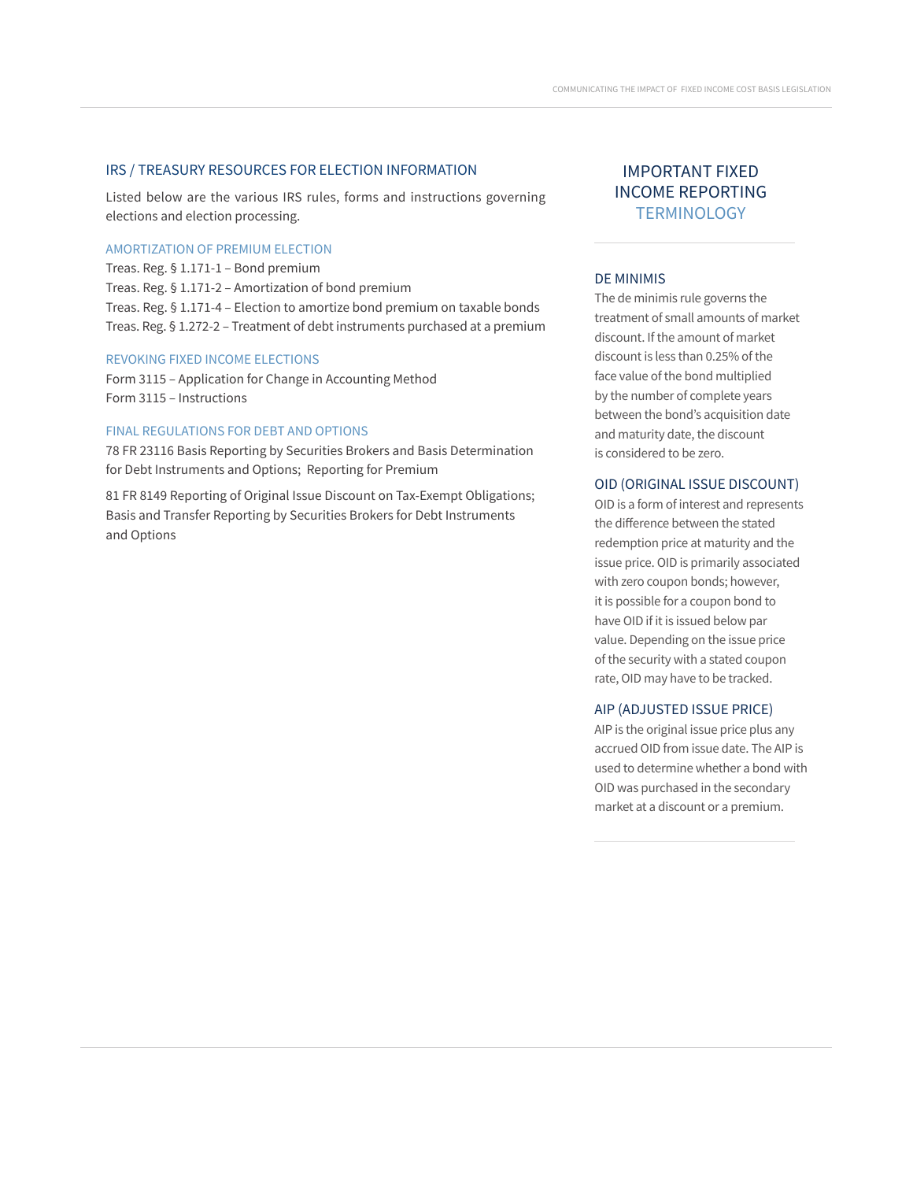## IRS / TREASURY RESOURCES FOR ELECTION INFORMATION

Listed below are the various IRS rules, forms and instructions governing elections and election processing.

### AMORTIZATION OF PREMIUM ELECTION

Treas. Reg. § 1.171-1 – Bond premium
Treas. Reg. § 1.171-2 – Amortization of bond premium
Treas. Reg. § 1.171-4 – Election to amortize bond premium on taxable bonds
Treas. Reg. § 1.272-2 – Treatment of debt instruments purchased at a premium

### REVOKING FIXED INCOME ELECTIONS

Form 3115 – Application for Change in Accounting Method
Form 3115 – Instructions

### FINAL REGULATIONS FOR DEBT AND OPTIONS

78 FR 23116 Basis Reporting by Securities Brokers and Basis Determination for Debt Instruments and Options; Reporting for Premium

81 FR 8149 Reporting of Original Issue Discount on Tax-Exempt Obligations; Basis and Transfer Reporting by Securities Brokers for Debt Instruments and Options

## IMPORTANT FIXED INCOME REPORTING TERMINOLOGY

### DE MINIMIS

The de minimis rule governs the treatment of small amounts of market discount. If the amount of market discount is less than 0.25% of the face value of the bond multiplied by the number of complete years between the bond's acquisition date and maturity date, the discount is considered to be zero.

### OID (ORIGINAL ISSUE DISCOUNT)

OID is a form of interest and represents the difference between the stated redemption price at maturity and the issue price. OID is primarily associated with zero coupon bonds; however, it is possible for a coupon bond to have OID if it is issued below par value. Depending on the issue price of the security with a stated coupon rate, OID may have to be tracked.

### AIP (ADJUSTED ISSUE PRICE)

AIP is the original issue price plus any accrued OID from issue date. The AIP is used to determine whether a bond with OID was purchased in the secondary market at a discount or a premium.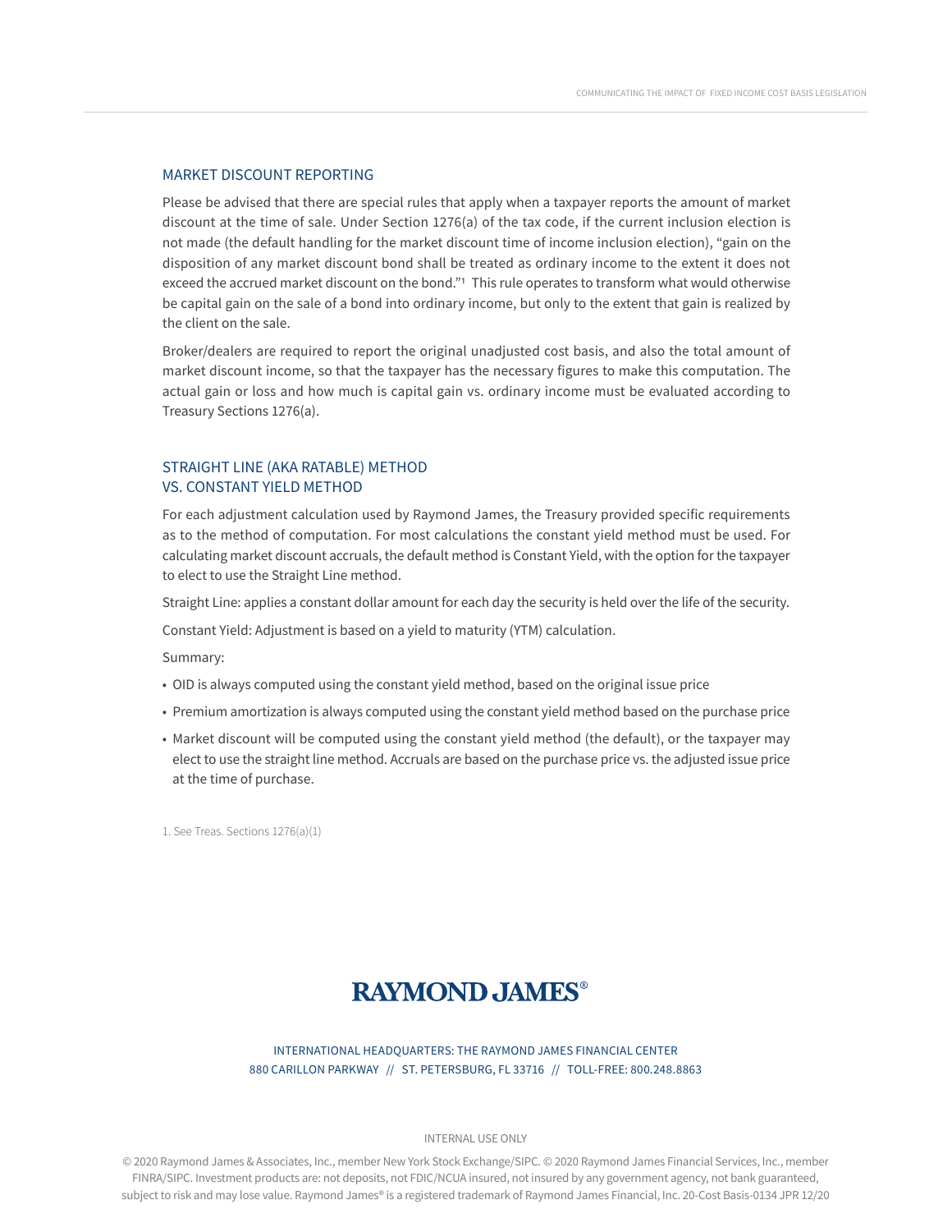## MARKET DISCOUNT REPORTING

Please be advised that there are special rules that apply when a taxpayer reports the amount of market discount at the time of sale. Under Section 1276(a) of the tax code, if the current inclusion election is not made (the default handling for the market discount time of income inclusion election), "gain on the disposition of any market discount bond shall be treated as ordinary income to the extent it does not exceed the accrued market discount on the bond."[1] This rule operates to transform what would otherwise be capital gain on the sale of a bond into ordinary income, but only to the extent that gain is realized by the client on the sale.

Broker/dealers are required to report the original unadjusted cost basis, and also the total amount of market discount income, so that the taxpayer has the necessary figures to make this computation. The actual gain or loss and how much is capital gain vs. ordinary income must be evaluated according to Treasury Sections 1276(a).

## STRAIGHT LINE (AKA RATABLE) METHOD VS. CONSTANT YIELD METHOD

For each adjustment calculation used by Raymond James, the Treasury provided specific requirements as to the method of computation. For most calculations the constant yield method must be used. For calculating market discount accruals, the default method is Constant Yield, with the option for the taxpayer to elect to use the Straight Line method.

Straight Line: applies a constant dollar amount for each day the security is held over the life of the security.

Constant Yield: Adjustment is based on a yield to maturity (YTM) calculation.

Summary:

- OID is always computed using the constant yield method, based on the original issue price
- Premium amortization is always computed using the constant yield method based on the purchase price
- Market discount will be computed using the constant yield method (the default), or the taxpayer may elect to use the straight line method. Accruals are based on the purchase price vs. the adjusted issue price at the time of purchase.

1. See Treas. Sections 1276(a)(1)

RAYMOND JAMES®

INTERNATIONAL HEADQUARTERS: THE RAYMOND JAMES FINANCIAL CENTER
880 CARILLON PARKWAY // ST. PETERSBURG, FL 33716 // TOLL-FREE: 800.248.8863

INTERNAL USE ONLY

© 2020 Raymond James & Associates, Inc., member New York Stock Exchange/SIPC. © 2020 Raymond James Financial Services, Inc., member FINRA/SIPC. Investment products are: not deposits, not FDIC/NCUA insured, not insured by any government agency, not bank guaranteed, subject to risk and may lose value. Raymond James® is a registered trademark of Raymond James Financial, Inc. 20-Cost Basis-0134 JPR 12/20